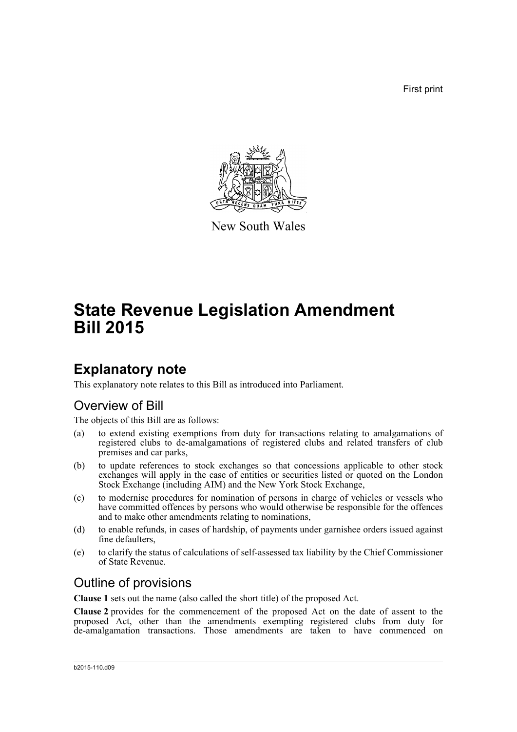First print

New South Wales

# State Revenue Legislation Amendment Bill 2015

## Explanatory note

This explanatory note relates to this Bill as introduced into Parliament.

### Overview of Bill

The objects of this Bill are as follows:

(a) to extend existing exemptions from duty for transactions relating to amalgamations of registered clubs to de-amalgamations of registered clubs and related transfers of club premises and car parks,

(b) to update references to stock exchanges so that concessions applicable to other stock exchanges will apply in the case of entities or securities listed or quoted on the London Stock Exchange (including AIM) and the New York Stock Exchange,

(c) to modernise procedures for nomination of persons in charge of vehicles or vessels who have committed offences by persons who would otherwise be responsible for the offences and to make other amendments relating to nominations,

(d) to enable refunds, in cases of hardship, of payments under garnishee orders issued against fine defaulters,

(e) to clarify the status of calculations of self-assessed tax liability by the Chief Commissioner of State Revenue.

### Outline of provisions

**Clause 1** sets out the name (also called the short title) of the proposed Act.

**Clause 2** provides for the commencement of the proposed Act on the date of assent to the proposed Act, other than the amendments exempting registered clubs from duty for de-amalgamation transactions. Those amendments are taken to have commenced on

b2015-110.d09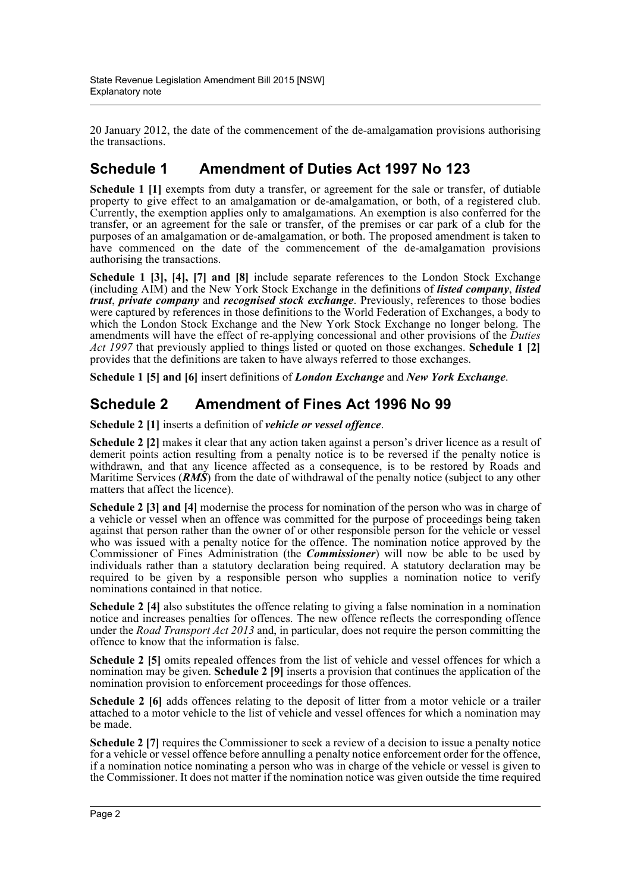20 January 2012, the date of the commencement of the de-amalgamation provisions authorising the transactions.

## Schedule 1 Amendment of Duties Act 1997 No 123

**Schedule 1 [1]** exempts from duty a transfer, or agreement for the sale or transfer, of dutiable property to give effect to an amalgamation or de-amalgamation, or both, of a registered club. Currently, the exemption applies only to amalgamations. An exemption is also conferred for the transfer, or an agreement for the sale or transfer, of the premises or car park of a club for the purposes of an amalgamation or de-amalgamation, or both. The proposed amendment is taken to have commenced on the date of the commencement of the de-amalgamation provisions authorising the transactions.

**Schedule 1 [3], [4], [7] and [8]** include separate references to the London Stock Exchange (including AIM) and the New York Stock Exchange in the definitions of ***listed company***, ***listed trust***, ***private company*** and ***recognised stock exchange***. Previously, references to those bodies were captured by references in those definitions to the World Federation of Exchanges, a body to which the London Stock Exchange and the New York Stock Exchange no longer belong. The amendments will have the effect of re-applying concessional and other provisions of the *Duties Act 1997* that previously applied to things listed or quoted on those exchanges. **Schedule 1 [2]** provides that the definitions are taken to have always referred to those exchanges.

**Schedule 1 [5] and [6]** insert definitions of ***London Exchange*** and ***New York Exchange***.

## Schedule 2 Amendment of Fines Act 1996 No 99

**Schedule 2 [1]** inserts a definition of ***vehicle or vessel offence***.

**Schedule 2 [2]** makes it clear that any action taken against a person's driver licence as a result of demerit points action resulting from a penalty notice is to be reversed if the penalty notice is withdrawn, and that any licence affected as a consequence, is to be restored by Roads and Maritime Services (***RMS***) from the date of withdrawal of the penalty notice (subject to any other matters that affect the licence).

**Schedule 2 [3] and [4]** modernise the process for nomination of the person who was in charge of a vehicle or vessel when an offence was committed for the purpose of proceedings being taken against that person rather than the owner of or other responsible person for the vehicle or vessel who was issued with a penalty notice for the offence. The nomination notice approved by the Commissioner of Fines Administration (the ***Commissioner***) will now be able to be used by individuals rather than a statutory declaration being required. A statutory declaration may be required to be given by a responsible person who supplies a nomination notice to verify nominations contained in that notice.

**Schedule 2 [4]** also substitutes the offence relating to giving a false nomination in a nomination notice and increases penalties for offences. The new offence reflects the corresponding offence under the *Road Transport Act 2013* and, in particular, does not require the person committing the offence to know that the information is false.

**Schedule 2 [5]** omits repealed offences from the list of vehicle and vessel offences for which a nomination may be given. **Schedule 2 [9]** inserts a provision that continues the application of the nomination provision to enforcement proceedings for those offences.

**Schedule 2 [6]** adds offences relating to the deposit of litter from a motor vehicle or a trailer attached to a motor vehicle to the list of vehicle and vessel offences for which a nomination may be made.

**Schedule 2 [7]** requires the Commissioner to seek a review of a decision to issue a penalty notice for a vehicle or vessel offence before annulling a penalty notice enforcement order for the offence, if a nomination notice nominating a person who was in charge of the vehicle or vessel is given to the Commissioner. It does not matter if the nomination notice was given outside the time required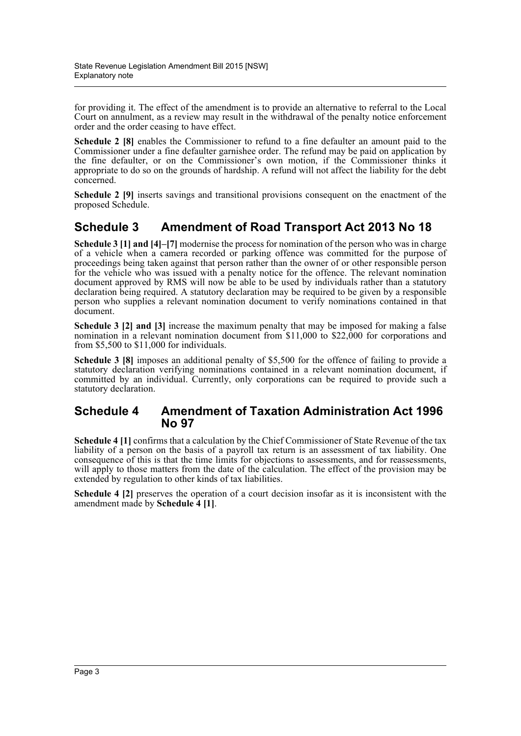for providing it. The effect of the amendment is to provide an alternative to referral to the Local Court on annulment, as a review may result in the withdrawal of the penalty notice enforcement order and the order ceasing to have effect.

**Schedule 2 [8]** enables the Commissioner to refund to a fine defaulter an amount paid to the Commissioner under a fine defaulter garnishee order. The refund may be paid on application by the fine defaulter, or on the Commissioner's own motion, if the Commissioner thinks it appropriate to do so on the grounds of hardship. A refund will not affect the liability for the debt concerned.

**Schedule 2 [9]** inserts savings and transitional provisions consequent on the enactment of the proposed Schedule.

## Schedule 3 Amendment of Road Transport Act 2013 No 18

**Schedule 3 [1] and [4]–[7]** modernise the process for nomination of the person who was in charge of a vehicle when a camera recorded or parking offence was committed for the purpose of proceedings being taken against that person rather than the owner of or other responsible person for the vehicle who was issued with a penalty notice for the offence. The relevant nomination document approved by RMS will now be able to be used by individuals rather than a statutory declaration being required. A statutory declaration may be required to be given by a responsible person who supplies a relevant nomination document to verify nominations contained in that document.

**Schedule 3 [2] and [3]** increase the maximum penalty that may be imposed for making a false nomination in a relevant nomination document from $11,000 to $22,000 for corporations and from $5,500 to $11,000 for individuals.

**Schedule 3 [8]** imposes an additional penalty of $5,500 for the offence of failing to provide a statutory declaration verifying nominations contained in a relevant nomination document, if committed by an individual. Currently, only corporations can be required to provide such a statutory declaration.

## Schedule 4 Amendment of Taxation Administration Act 1996 No 97

**Schedule 4 [1]** confirms that a calculation by the Chief Commissioner of State Revenue of the tax liability of a person on the basis of a payroll tax return is an assessment of tax liability. One consequence of this is that the time limits for objections to assessments, and for reassessments, will apply to those matters from the date of the calculation. The effect of the provision may be extended by regulation to other kinds of tax liabilities.

**Schedule 4 [2]** preserves the operation of a court decision insofar as it is inconsistent with the amendment made by **Schedule 4 [1]**.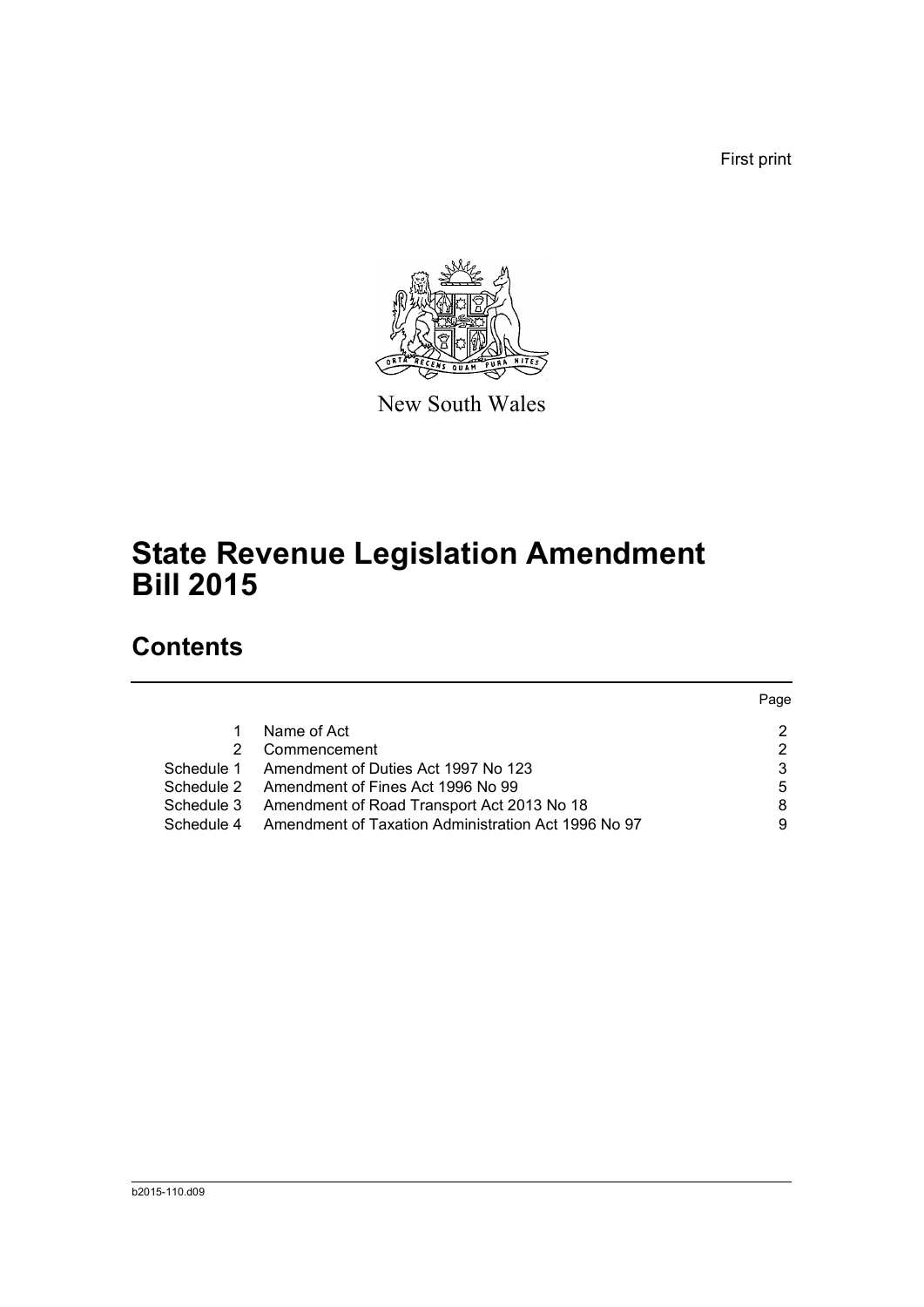First print

New South Wales

# State Revenue Legislation Amendment Bill 2015

## Contents

| | | Page |
|---|---|---|
| 1 | Name of Act | 2 |
| 2 | Commencement | 2 |
| Schedule 1 | Amendment of Duties Act 1997 No 123 | 3 |
| Schedule 2 | Amendment of Fines Act 1996 No 99 | 5 |
| Schedule 3 | Amendment of Road Transport Act 2013 No 18 | 8 |
| Schedule 4 | Amendment of Taxation Administration Act 1996 No 97 | 9 |

b2015-110.d09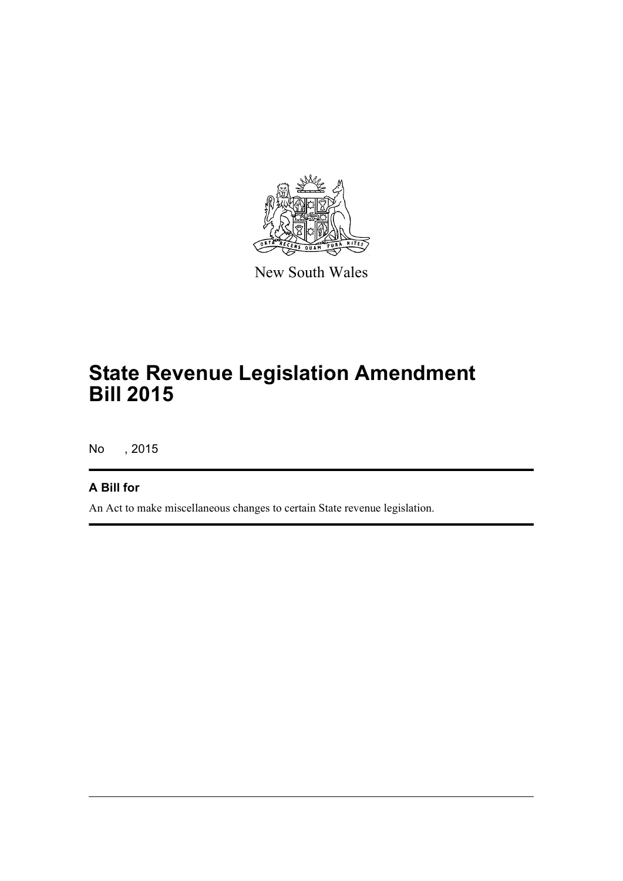New South Wales

# State Revenue Legislation Amendment Bill 2015

No , 2015

## A Bill for

An Act to make miscellaneous changes to certain State revenue legislation.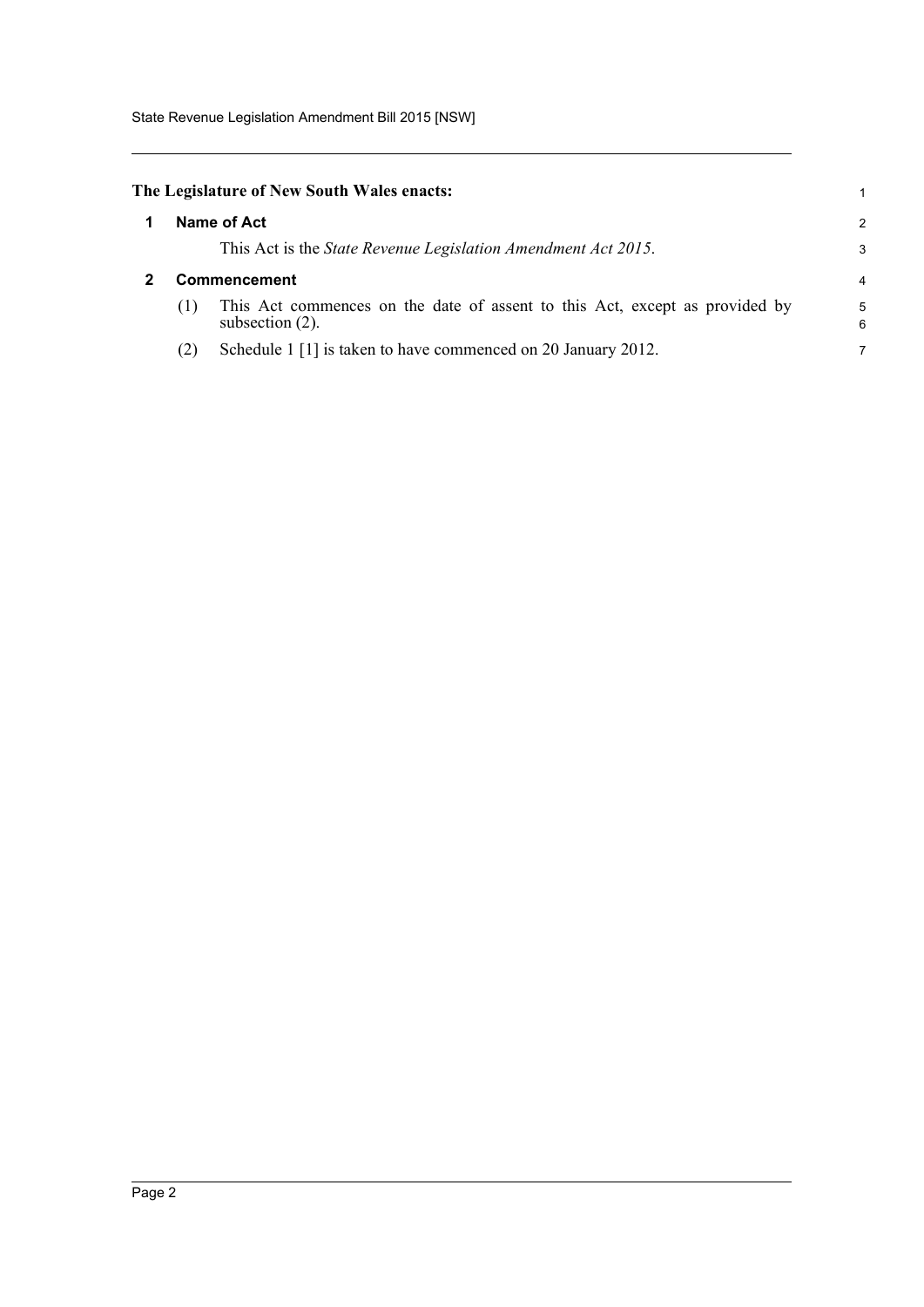**The Legislature of New South Wales enacts:**

## 1 Name of Act

This Act is the *State Revenue Legislation Amendment Act 2015*.

## 2 Commencement

(1) This Act commences on the date of assent to this Act, except as provided by subsection (2).

(2) Schedule 1 [1] is taken to have commenced on 20 January 2012.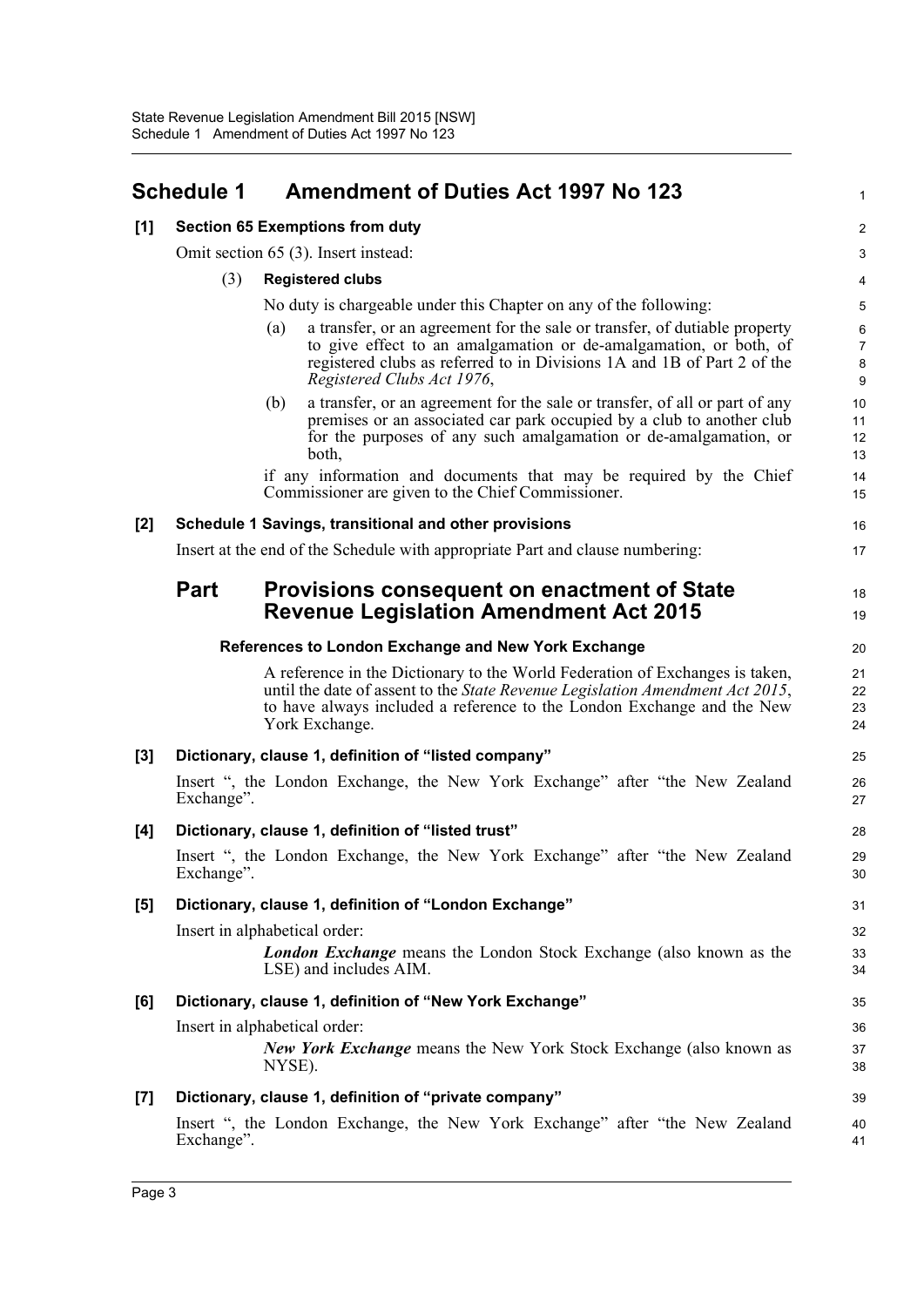# Schedule 1 Amendment of Duties Act 1997 No 123

**[1] Section 65 Exemptions from duty**

Omit section 65 (3). Insert instead:

(3) **Registered clubs**

No duty is chargeable under this Chapter on any of the following:

(a) a transfer, or an agreement for the sale or transfer, of dutiable property to give effect to an amalgamation or de-amalgamation, or both, of registered clubs as referred to in Divisions 1A and 1B of Part 2 of the *Registered Clubs Act 1976*,

(b) a transfer, or an agreement for the sale or transfer, of all or part of any premises or an associated car park occupied by a club to another club for the purposes of any such amalgamation or de-amalgamation, or both,

if any information and documents that may be required by the Chief Commissioner are given to the Chief Commissioner.

**[2] Schedule 1 Savings, transitional and other provisions**

Insert at the end of the Schedule with appropriate Part and clause numbering:

## Part Provisions consequent on enactment of State Revenue Legislation Amendment Act 2015

**References to London Exchange and New York Exchange**

A reference in the Dictionary to the World Federation of Exchanges is taken, until the date of assent to the *State Revenue Legislation Amendment Act 2015*, to have always included a reference to the London Exchange and the New York Exchange.

**[3] Dictionary, clause 1, definition of "listed company"**

Insert ", the London Exchange, the New York Exchange" after "the New Zealand Exchange".

**[4] Dictionary, clause 1, definition of "listed trust"**

Insert ", the London Exchange, the New York Exchange" after "the New Zealand Exchange".

**[5] Dictionary, clause 1, definition of "London Exchange"**

Insert in alphabetical order:

***London Exchange*** means the London Stock Exchange (also known as the LSE) and includes AIM.

**[6] Dictionary, clause 1, definition of "New York Exchange"**

Insert in alphabetical order:

***New York Exchange*** means the New York Stock Exchange (also known as NYSE).

**[7] Dictionary, clause 1, definition of "private company"**

Insert ", the London Exchange, the New York Exchange" after "the New Zealand Exchange".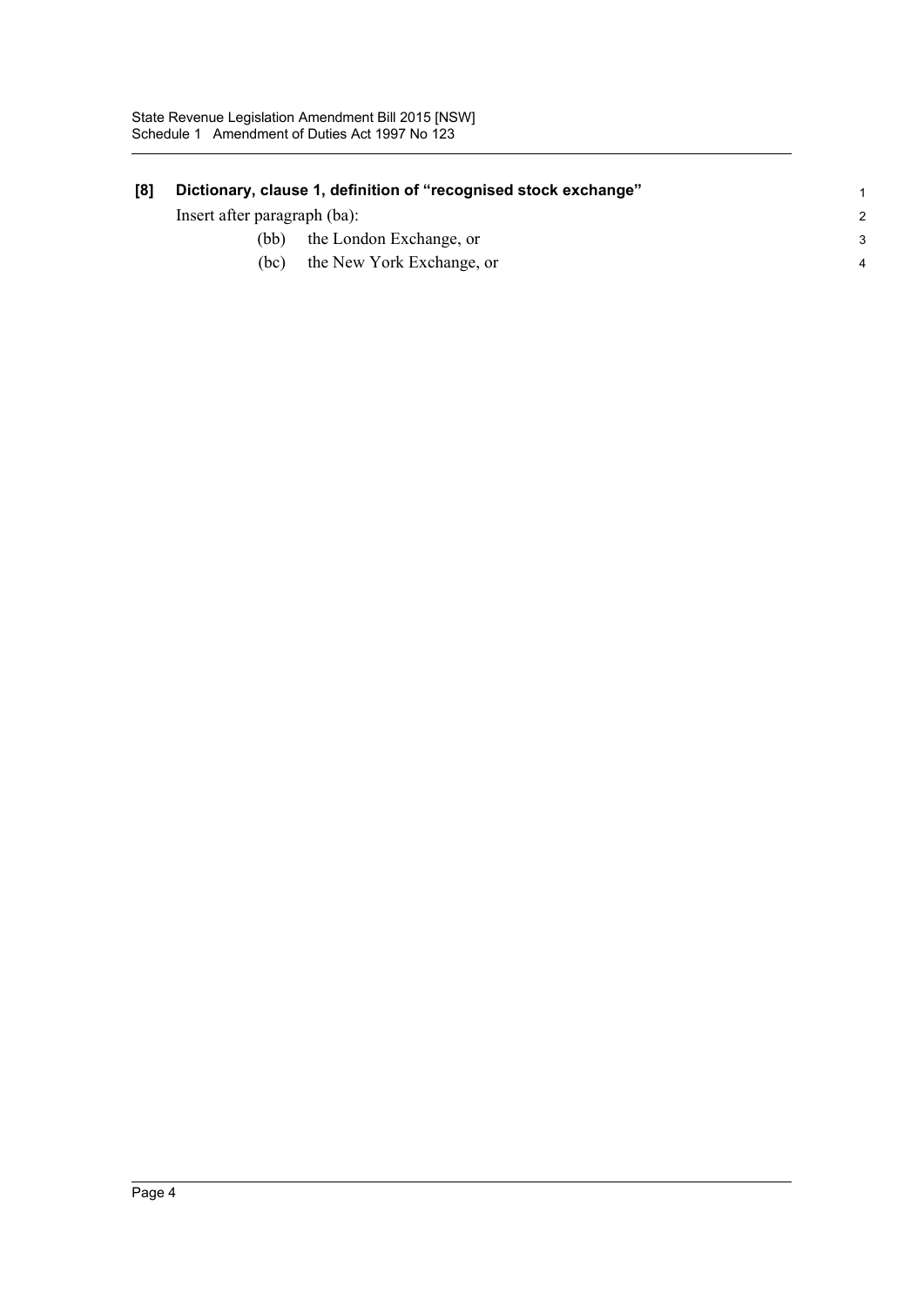### [8] Dictionary, clause 1, definition of "recognised stock exchange"

Insert after paragraph (ba):

(bb) the London Exchange, or

(bc) the New York Exchange, or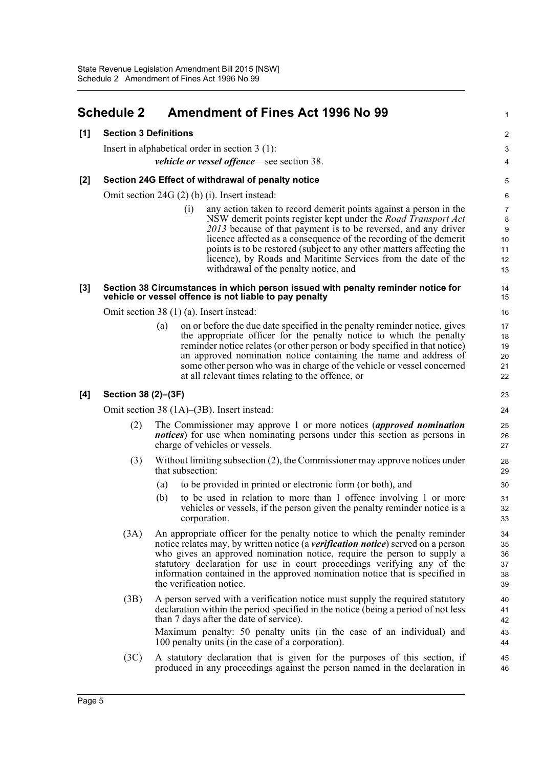# Schedule 2 Amendment of Fines Act 1996 No 99

**[1] Section 3 Definitions**

Insert in alphabetical order in section 3 (1):

> ***vehicle or vessel offence***—see section 38.

**[2] Section 24G Effect of withdrawal of penalty notice**

Omit section 24G (2) (b) (i). Insert instead:

> (i) any action taken to record demerit points against a person in the NSW demerit points register kept under the *Road Transport Act 2013* because of that payment is to be reversed, and any driver licence affected as a consequence of the recording of the demerit points is to be restored (subject to any other matters affecting the licence), by Roads and Maritime Services from the date of the withdrawal of the penalty notice, and

**[3] Section 38 Circumstances in which person issued with penalty reminder notice for vehicle or vessel offence is not liable to pay penalty**

Omit section 38 (1) (a). Insert instead:

> (a) on or before the due date specified in the penalty reminder notice, gives the appropriate officer for the penalty notice to which the penalty reminder notice relates (or other person or body specified in that notice) an approved nomination notice containing the name and address of some other person who was in charge of the vehicle or vessel concerned at all relevant times relating to the offence, or

**[4] Section 38 (2)–(3F)**

Omit section 38 (1A)–(3B). Insert instead:

> (2) The Commissioner may approve 1 or more notices (***approved nomination notices***) for use when nominating persons under this section as persons in charge of vehicles or vessels.
>
> (3) Without limiting subsection (2), the Commissioner may approve notices under that subsection:
>
> (a) to be provided in printed or electronic form (or both), and
>
> (b) to be used in relation to more than 1 offence involving 1 or more vehicles or vessels, if the person given the penalty reminder notice is a corporation.
>
> (3A) An appropriate officer for the penalty notice to which the penalty reminder notice relates may, by written notice (a ***verification notice***) served on a person who gives an approved nomination notice, require the person to supply a statutory declaration for use in court proceedings verifying any of the information contained in the approved nomination notice that is specified in the verification notice.
>
> (3B) A person served with a verification notice must supply the required statutory declaration within the period specified in the notice (being a period of not less than 7 days after the date of service).
>
> Maximum penalty: 50 penalty units (in the case of an individual) and 100 penalty units (in the case of a corporation).
>
> (3C) A statutory declaration that is given for the purposes of this section, if produced in any proceedings against the person named in the declaration in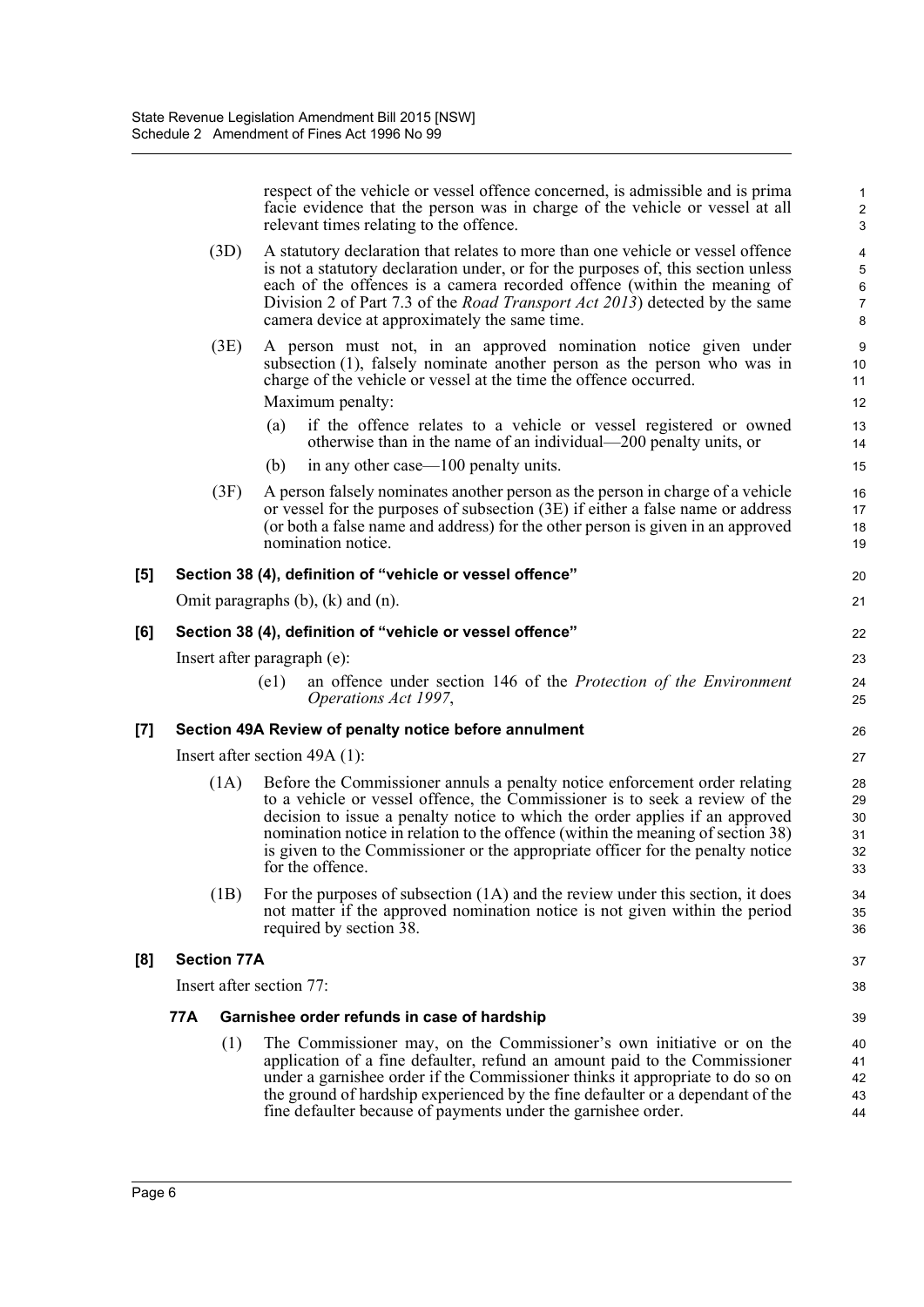respect of the vehicle or vessel offence concerned, is admissible and is prima facie evidence that the person was in charge of the vehicle or vessel at all relevant times relating to the offence.

(3D) A statutory declaration that relates to more than one vehicle or vessel offence is not a statutory declaration under, or for the purposes of, this section unless each of the offences is a camera recorded offence (within the meaning of Division 2 of Part 7.3 of the *Road Transport Act 2013*) detected by the same camera device at approximately the same time.

(3E) A person must not, in an approved nomination notice given under subsection (1), falsely nominate another person as the person who was in charge of the vehicle or vessel at the time the offence occurred.

Maximum penalty:

(a) if the offence relates to a vehicle or vessel registered or owned otherwise than in the name of an individual—200 penalty units, or

(b) in any other case—100 penalty units.

(3F) A person falsely nominates another person as the person in charge of a vehicle or vessel for the purposes of subsection (3E) if either a false name or address (or both a false name and address) for the other person is given in an approved nomination notice.

**[5] Section 38 (4), definition of "vehicle or vessel offence"**

Omit paragraphs (b), (k) and (n).

**[6] Section 38 (4), definition of "vehicle or vessel offence"**

Insert after paragraph (e):

(e1) an offence under section 146 of the *Protection of the Environment Operations Act 1997*,

**[7] Section 49A Review of penalty notice before annulment**

Insert after section 49A (1):

(1A) Before the Commissioner annuls a penalty notice enforcement order relating to a vehicle or vessel offence, the Commissioner is to seek a review of the decision to issue a penalty notice to which the order applies if an approved nomination notice in relation to the offence (within the meaning of section 38) is given to the Commissioner or the appropriate officer for the penalty notice for the offence.

(1B) For the purposes of subsection (1A) and the review under this section, it does not matter if the approved nomination notice is not given within the period required by section 38.

**[8] Section 77A**

Insert after section 77:

**77A Garnishee order refunds in case of hardship**

(1) The Commissioner may, on the Commissioner's own initiative or on the application of a fine defaulter, refund an amount paid to the Commissioner under a garnishee order if the Commissioner thinks it appropriate to do so on the ground of hardship experienced by the fine defaulter or a dependant of the fine defaulter because of payments under the garnishee order.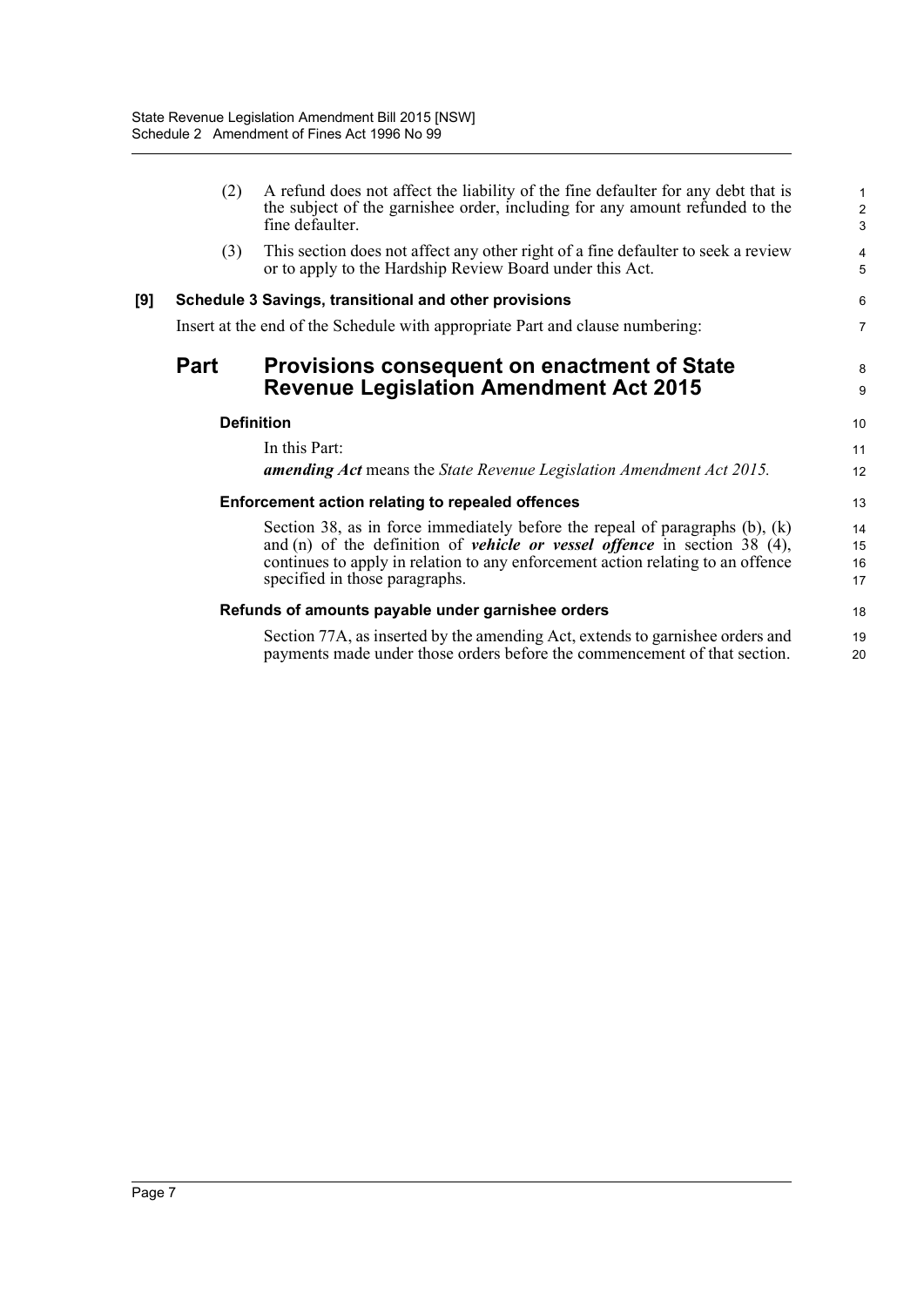(2) A refund does not affect the liability of the fine defaulter for any debt that is the subject of the garnishee order, including for any amount refunded to the fine defaulter.

(3) This section does not affect any other right of a fine defaulter to seek a review or to apply to the Hardship Review Board under this Act.

**[9] Schedule 3 Savings, transitional and other provisions**

Insert at the end of the Schedule with appropriate Part and clause numbering:

## Part Provisions consequent on enactment of State Revenue Legislation Amendment Act 2015

### Definition

In this Part:

***amending Act*** means the *State Revenue Legislation Amendment Act 2015.*

### Enforcement action relating to repealed offences

Section 38, as in force immediately before the repeal of paragraphs (b), (k) and (n) of the definition of ***vehicle or vessel offence*** in section 38 (4), continues to apply in relation to any enforcement action relating to an offence specified in those paragraphs.

### Refunds of amounts payable under garnishee orders

Section 77A, as inserted by the amending Act, extends to garnishee orders and payments made under those orders before the commencement of that section.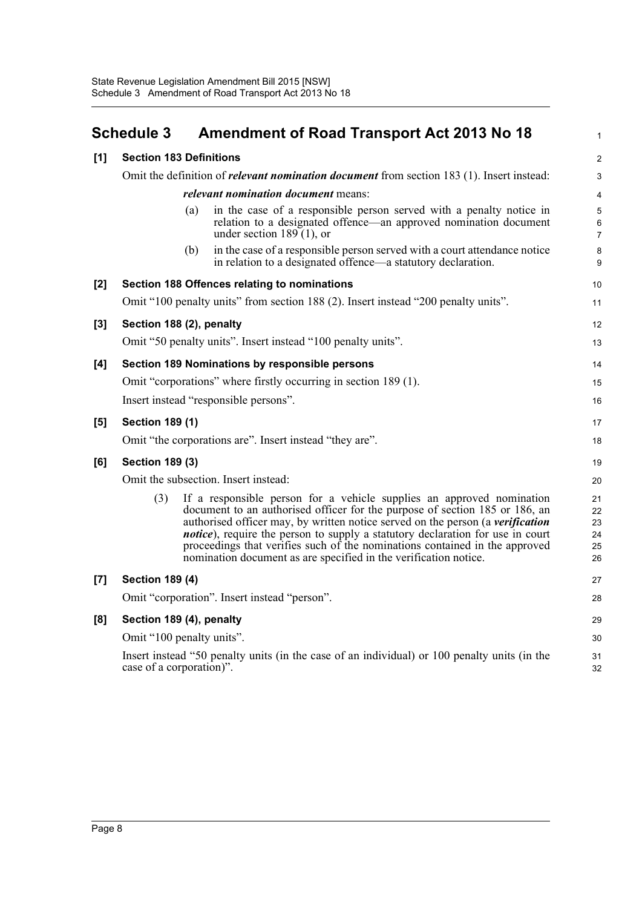## Schedule 3 Amendment of Road Transport Act 2013 No 18

**[1] Section 183 Definitions**

Omit the definition of ***relevant nomination document*** from section 183 (1). Insert instead:

> ***relevant nomination document*** means:
>
> (a) in the case of a responsible person served with a penalty notice in relation to a designated offence—an approved nomination document under section 189 (1), or
>
> (b) in the case of a responsible person served with a court attendance notice in relation to a designated offence—a statutory declaration.

**[2] Section 188 Offences relating to nominations**

Omit "100 penalty units" from section 188 (2). Insert instead "200 penalty units".

**[3] Section 188 (2), penalty**

Omit "50 penalty units". Insert instead "100 penalty units".

**[4] Section 189 Nominations by responsible persons**

Omit "corporations" where firstly occurring in section 189 (1).

Insert instead "responsible persons".

**[5] Section 189 (1)**

Omit "the corporations are". Insert instead "they are".

**[6] Section 189 (3)**

Omit the subsection. Insert instead:

> (3) If a responsible person for a vehicle supplies an approved nomination document to an authorised officer for the purpose of section 185 or 186, an authorised officer may, by written notice served on the person (a ***verification notice***), require the person to supply a statutory declaration for use in court proceedings that verifies such of the nominations contained in the approved nomination document as are specified in the verification notice.

**[7] Section 189 (4)**

Omit "corporation". Insert instead "person".

**[8] Section 189 (4), penalty**

Omit "100 penalty units".

Insert instead "50 penalty units (in the case of an individual) or 100 penalty units (in the case of a corporation)".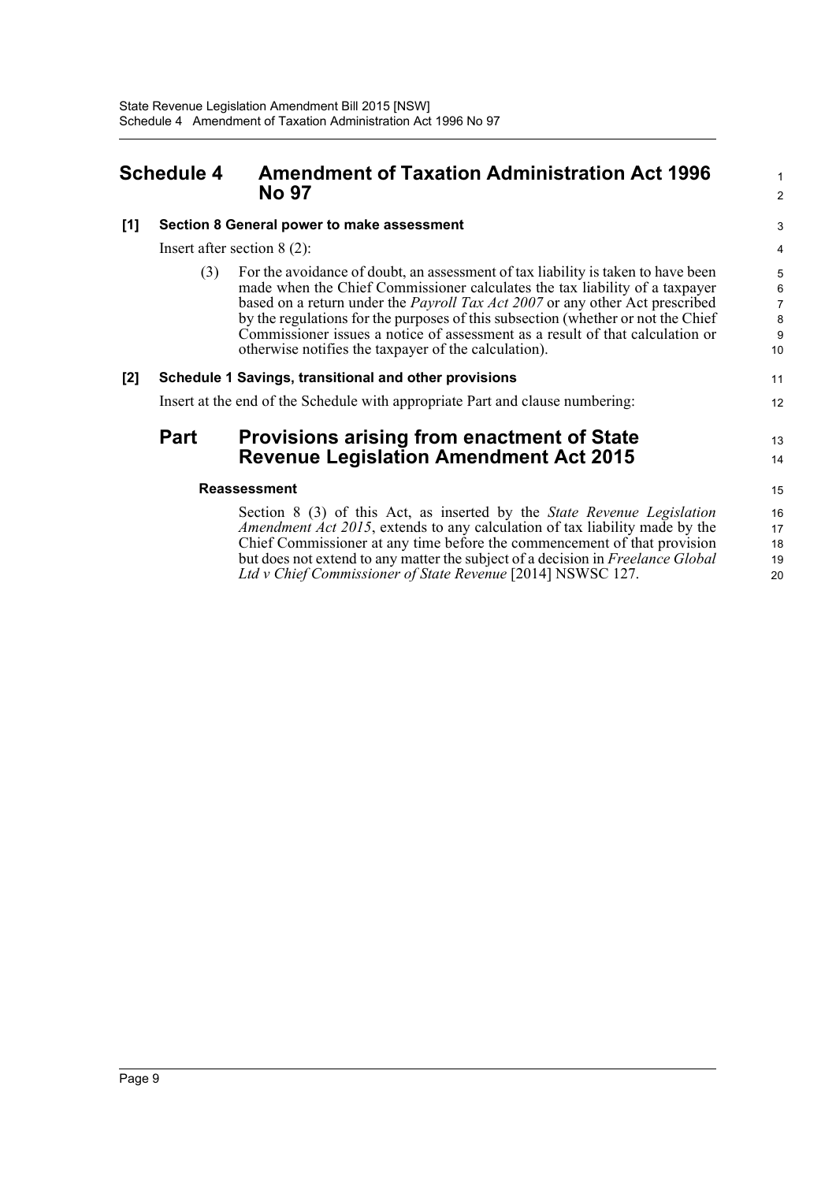## Schedule 4 Amendment of Taxation Administration Act 1996 No 97

**[1] Section 8 General power to make assessment**

Insert after section 8 (2):

(3) For the avoidance of doubt, an assessment of tax liability is taken to have been made when the Chief Commissioner calculates the tax liability of a taxpayer based on a return under the *Payroll Tax Act 2007* or any other Act prescribed by the regulations for the purposes of this subsection (whether or not the Chief Commissioner issues a notice of assessment as a result of that calculation or otherwise notifies the taxpayer of the calculation).

**[2] Schedule 1 Savings, transitional and other provisions**

Insert at the end of the Schedule with appropriate Part and clause numbering:

### Part Provisions arising from enactment of State Revenue Legislation Amendment Act 2015

**Reassessment**

Section 8 (3) of this Act, as inserted by the *State Revenue Legislation Amendment Act 2015*, extends to any calculation of tax liability made by the Chief Commissioner at any time before the commencement of that provision but does not extend to any matter the subject of a decision in *Freelance Global Ltd v Chief Commissioner of State Revenue* [2014] NSWSC 127.